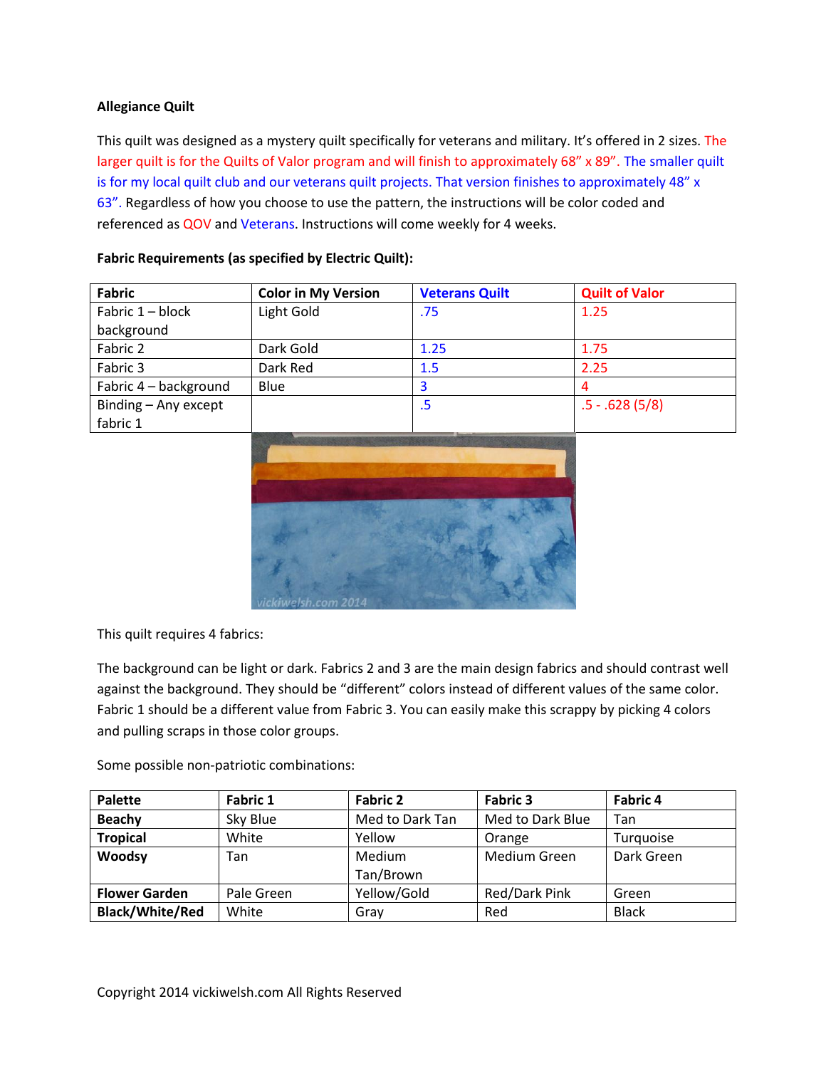**Allegiance Quilt**

This quilt was designed as a mystery quilt specifically for veterans and military. It's offered in 2 sizes. The larger quilt is for the Quilts of Valor program and will finish to approximately 68" x 89". The smaller quilt is for my local quilt club and our veterans quilt projects. That version finishes to approximately 48" x 63". Regardless of how you choose to use the pattern, the instructions will be color coded and referenced as QOV and Veterans. Instructions will come weekly for 4 weeks.

**Fabric Requirements (as specified by Electric Quilt):**

| Fabric | Color in My Version | Veterans Quilt | Quilt of Valor |
|---|---|---|---|
| Fabric 1 – block background | Light Gold | .75 | 1.25 |
| Fabric 2 | Dark Gold | 1.25 | 1.75 |
| Fabric 3 | Dark Red | 1.5 | 2.25 |
| Fabric 4 – background | Blue | 3 | 4 |
| Binding – Any except fabric 1 | | .5 | .5 - .628 (5/8) |

This quilt requires 4 fabrics:

The background can be light or dark. Fabrics 2 and 3 are the main design fabrics and should contrast well against the background. They should be "different" colors instead of different values of the same color. Fabric 1 should be a different value from Fabric 3. You can easily make this scrappy by picking 4 colors and pulling scraps in those color groups.

Some possible non-patriotic combinations:

| Palette | Fabric 1 | Fabric 2 | Fabric 3 | Fabric 4 |
|---|---|---|---|---|
| **Beachy** | Sky Blue | Med to Dark Tan | Med to Dark Blue | Tan |
| **Tropical** | White | Yellow | Orange | Turquoise |
| **Woodsy** | Tan | Medium Tan/Brown | Medium Green | Dark Green |
| **Flower Garden** | Pale Green | Yellow/Gold | Red/Dark Pink | Green |
| **Black/White/Red** | White | Gray | Red | Black |

Copyright 2014 vickiwelsh.com All Rights Reserved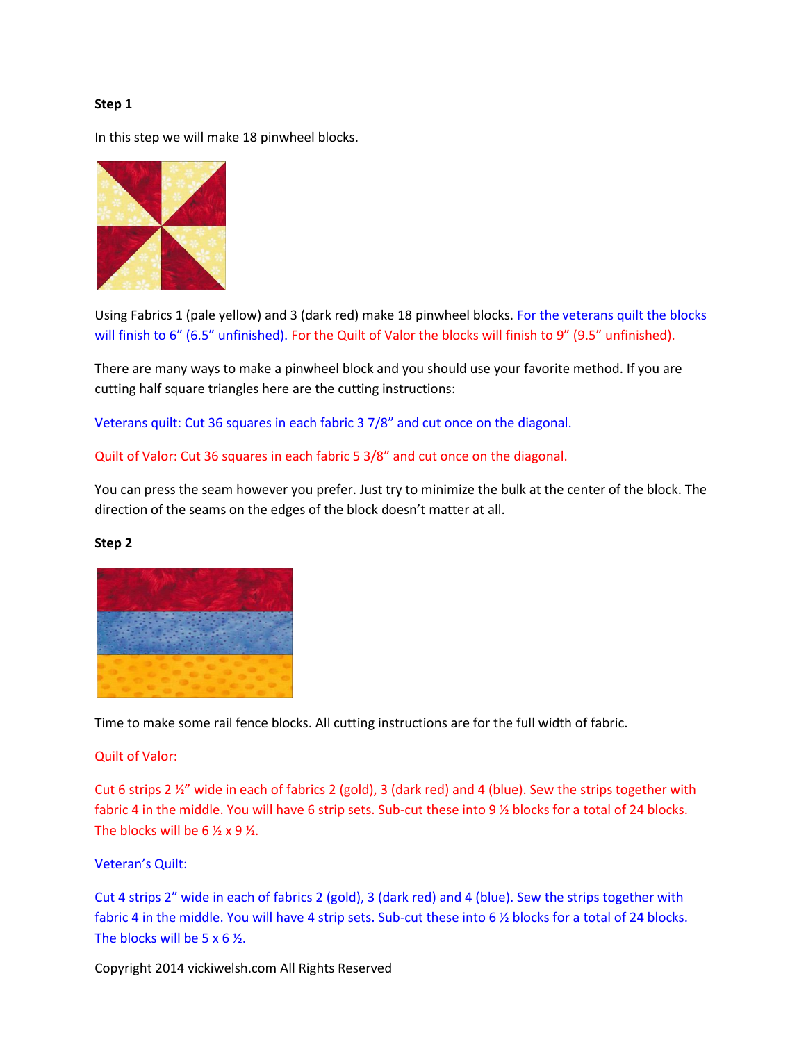**Step 1**

In this step we will make 18 pinwheel blocks.

Using Fabrics 1 (pale yellow) and 3 (dark red) make 18 pinwheel blocks. For the veterans quilt the blocks will finish to 6" (6.5" unfinished). For the Quilt of Valor the blocks will finish to 9" (9.5" unfinished).

There are many ways to make a pinwheel block and you should use your favorite method. If you are cutting half square triangles here are the cutting instructions:

Veterans quilt: Cut 36 squares in each fabric 3 7/8" and cut once on the diagonal.

Quilt of Valor: Cut 36 squares in each fabric 5 3/8" and cut once on the diagonal.

You can press the seam however you prefer. Just try to minimize the bulk at the center of the block. The direction of the seams on the edges of the block doesn't matter at all.

**Step 2**

Time to make some rail fence blocks. All cutting instructions are for the full width of fabric.

Quilt of Valor:

Cut 6 strips 2 ½" wide in each of fabrics 2 (gold), 3 (dark red) and 4 (blue). Sew the strips together with fabric 4 in the middle. You will have 6 strip sets. Sub-cut these into 9 ½ blocks for a total of 24 blocks. The blocks will be 6 ½ x 9 ½.

Veteran's Quilt:

Cut 4 strips 2" wide in each of fabrics 2 (gold), 3 (dark red) and 4 (blue). Sew the strips together with fabric 4 in the middle. You will have 4 strip sets. Sub-cut these into 6 ½ blocks for a total of 24 blocks. The blocks will be 5 x 6 ½.

Copyright 2014 vickiwelsh.com All Rights Reserved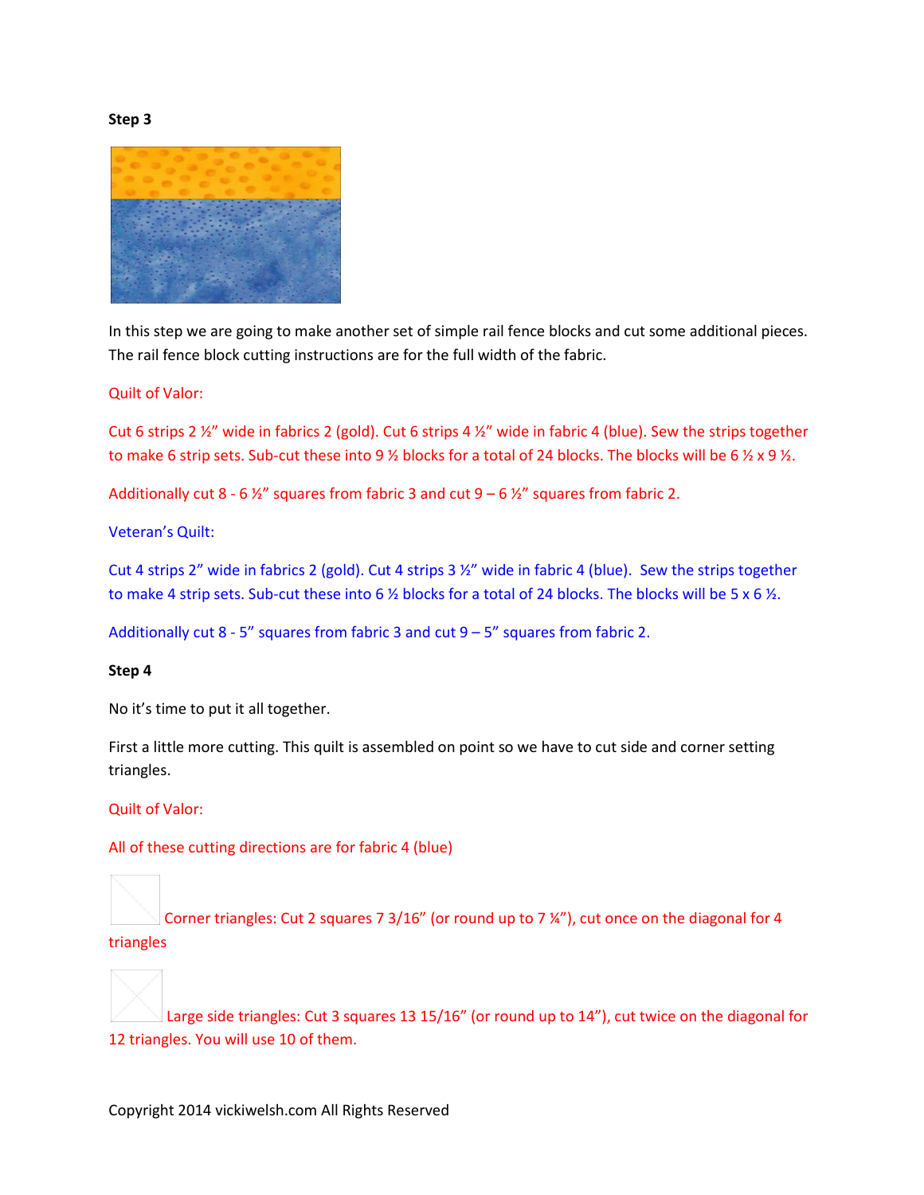**Step 3**

In this step we are going to make another set of simple rail fence blocks and cut some additional pieces. The rail fence block cutting instructions are for the full width of the fabric.

Quilt of Valor:

Cut 6 strips 2 ½" wide in fabrics 2 (gold). Cut 6 strips 4 ½" wide in fabric 4 (blue). Sew the strips together to make 6 strip sets. Sub-cut these into 9 ½ blocks for a total of 24 blocks. The blocks will be 6 ½ x 9 ½.

Additionally cut 8 - 6 ½" squares from fabric 3 and cut 9 – 6 ½" squares from fabric 2.

Veteran's Quilt:

Cut 4 strips 2" wide in fabrics 2 (gold). Cut 4 strips 3 ½" wide in fabric 4 (blue). Sew the strips together to make 4 strip sets. Sub-cut these into 6 ½ blocks for a total of 24 blocks. The blocks will be 5 x 6 ½.

Additionally cut 8 - 5" squares from fabric 3 and cut 9 – 5" squares from fabric 2.

**Step 4**

No it's time to put it all together.

First a little more cutting. This quilt is assembled on point so we have to cut side and corner setting triangles.

Quilt of Valor:

All of these cutting directions are for fabric 4 (blue)

Corner triangles: Cut 2 squares 7 3/16" (or round up to 7 ¼"), cut once on the diagonal for 4 triangles

Large side triangles: Cut 3 squares 13 15/16" (or round up to 14"), cut twice on the diagonal for 12 triangles. You will use 10 of them.

Copyright 2014 vickiwelsh.com All Rights Reserved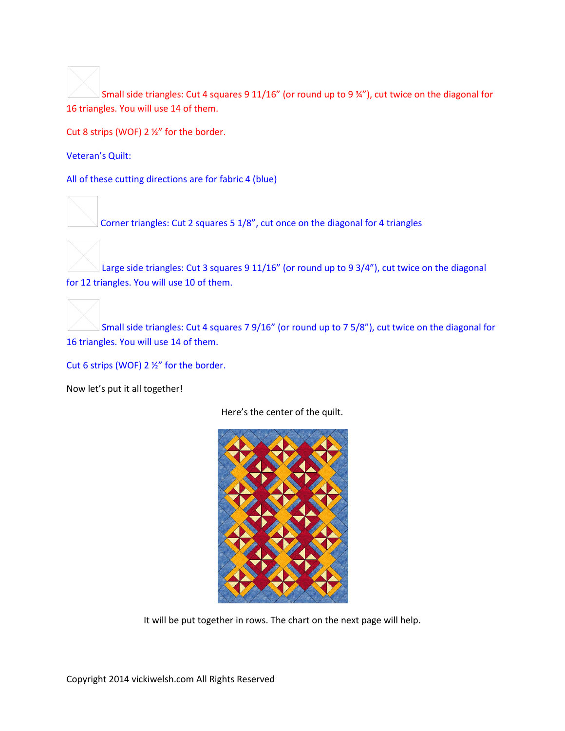Small side triangles: Cut 4 squares 9 11/16" (or round up to 9 ¾"), cut twice on the diagonal for 16 triangles. You will use 14 of them.

Cut 8 strips (WOF) 2 ½" for the border.

Veteran's Quilt:

All of these cutting directions are for fabric 4 (blue)

Corner triangles: Cut 2 squares 5 1/8", cut once on the diagonal for 4 triangles

Large side triangles: Cut 3 squares 9 11/16" (or round up to 9 3/4"), cut twice on the diagonal for 12 triangles. You will use 10 of them.

Small side triangles: Cut 4 squares 7 9/16" (or round up to 7 5/8"), cut twice on the diagonal for 16 triangles. You will use 14 of them.

Cut 6 strips (WOF) 2 ½" for the border.

Now let's put it all together!

Here's the center of the quilt.

It will be put together in rows. The chart on the next page will help.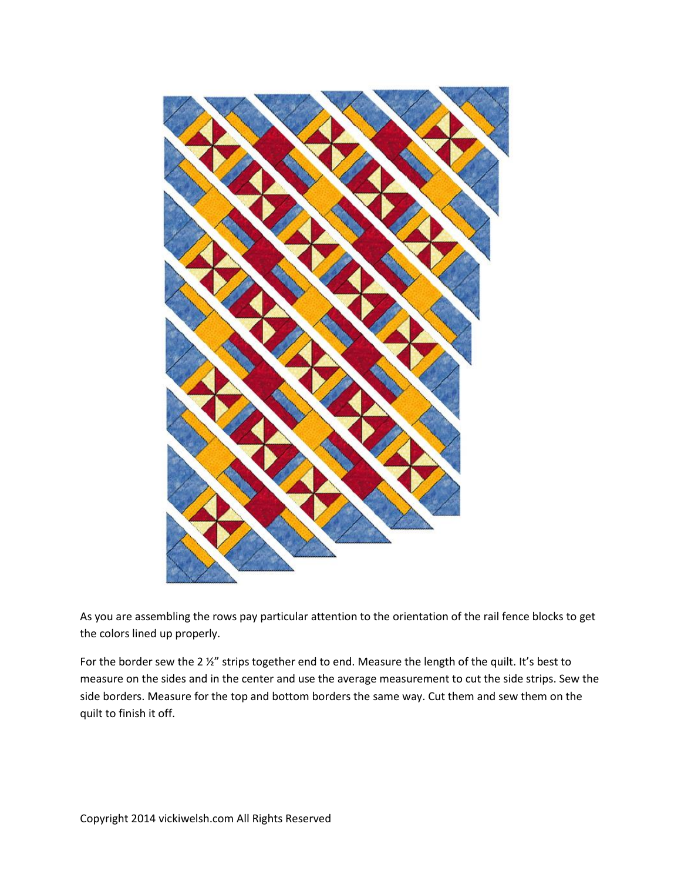As you are assembling the rows pay particular attention to the orientation of the rail fence blocks to get the colors lined up properly.

For the border sew the 2 ½" strips together end to end. Measure the length of the quilt. It's best to measure on the sides and in the center and use the average measurement to cut the side strips. Sew the side borders. Measure for the top and bottom borders the same way. Cut them and sew them on the quilt to finish it off.

Copyright 2014 vickiwelsh.com All Rights Reserved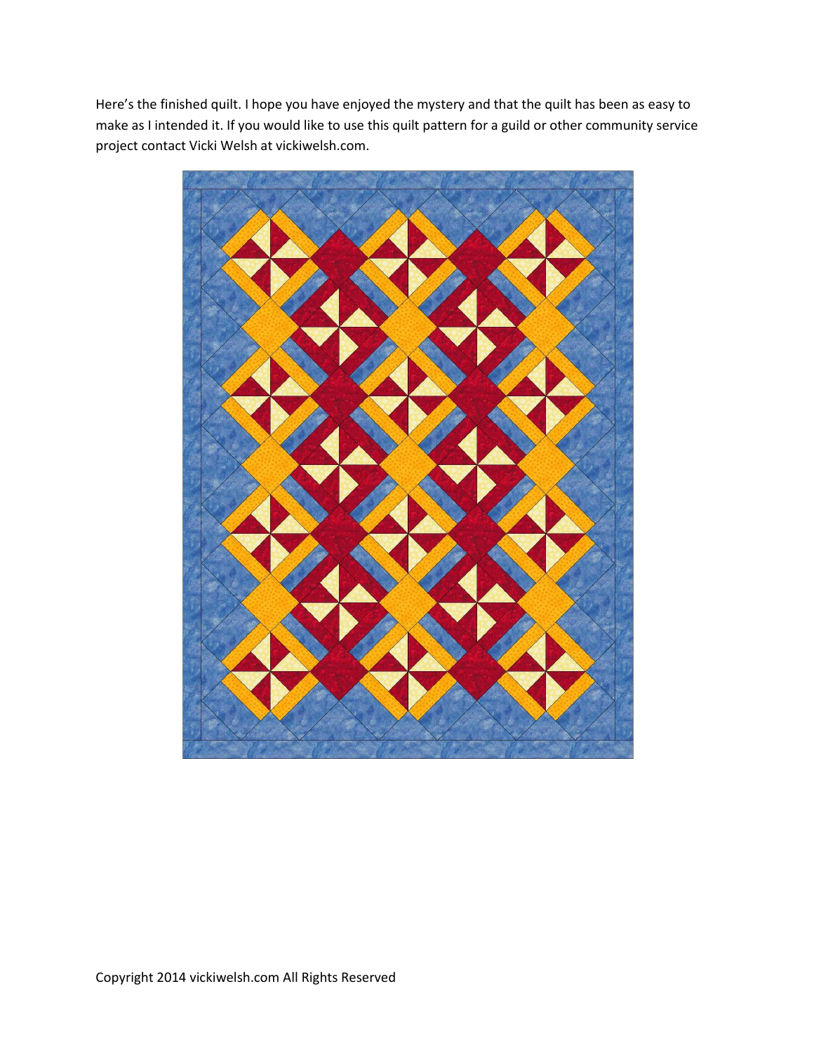Here's the finished quilt. I hope you have enjoyed the mystery and that the quilt has been as easy to make as I intended it. If you would like to use this quilt pattern for a guild or other community service project contact Vicki Welsh at vickiwelsh.com.

Copyright 2014 vickiwelsh.com All Rights Reserved